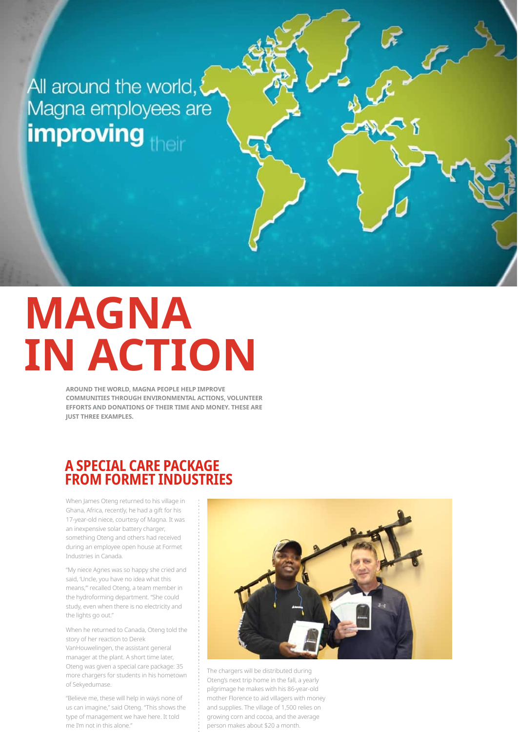All around the world, Magna employees are **improving** their

# MAGNA IN ACTION

**AROUND THE WORLD, MAGNA PEOPLE HELP IMPROVE COMMUNITIES THROUGH ENVIRONMENTAL ACTIONS, VOLUNTEER EFFORTS AND DONATIONS OF THEIR TIME AND MONEY. THESE ARE JUST THREE EXAMPLES.**

## A SPECIAL CARE PACKAGE FROM FORMET INDUSTRIES

When James Oteng returned to his village in Ghana, Africa, recently, he had a gift for his 17-year-old niece, courtesy of Magna. It was an inexpensive solar battery charger, something Oteng and others had received during an employee open house at Formet Industries in Canada.

"My niece Agnes was so happy she cried and said, 'Uncle, you have no idea what this means,'" recalled Oteng, a team member in the hydroforming department. "She could study, even when there is no electricity and the lights go out."

When he returned to Canada, Oteng told the story of her reaction to Derek VanHouwelingen, the assistant general manager at the plant. A short time later, Oteng was given a special care package: 35 more chargers for students in his hometown of Sekyedumase.

"Believe me, these will help in ways none of us can imagine," said Oteng. "This shows the type of management we have here. It told me I'm not in this alone."

The chargers will be distributed during Oteng's next trip home in the fall, a yearly pilgrimage he makes with his 86-year-old mother Florence to aid villagers with money and supplies. The village of 1,500 relies on growing corn and cocoa, and the average person makes about $20 a month.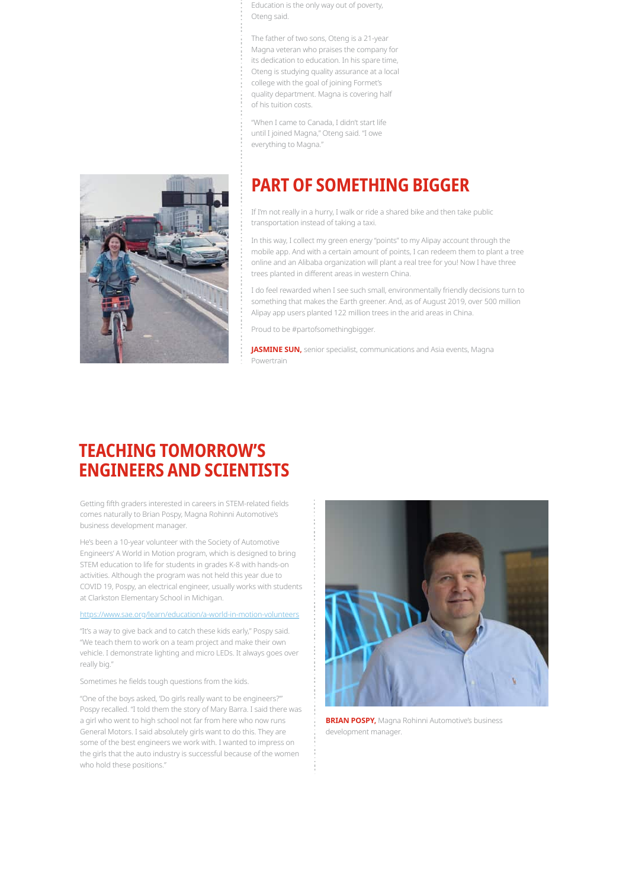Education is the only way out of poverty, Oteng said.

The father of two sons, Oteng is a 21-year Magna veteran who praises the company for its dedication to education. In his spare time, Oteng is studying quality assurance at a local college with the goal of joining Formet's quality department. Magna is covering half of his tuition costs.

"When I came to Canada, I didn't start life until I joined Magna," Oteng said. "I owe everything to Magna."

## PART OF SOMETHING BIGGER

If I'm not really in a hurry, I walk or ride a shared bike and then take public transportation instead of taking a taxi.

In this way, I collect my green energy "points" to my Alipay account through the mobile app. And with a certain amount of points, I can redeem them to plant a tree online and an Alibaba organization will plant a real tree for you! Now I have three trees planted in different areas in western China.

I do feel rewarded when I see such small, environmentally friendly decisions turn to something that makes the Earth greener. And, as of August 2019, over 500 million Alipay app users planted 122 million trees in the arid areas in China.

Proud to be #partofsomethingbigger.

**JASMINE SUN,** senior specialist, communications and Asia events, Magna Powertrain

## TEACHING TOMORROW'S ENGINEERS AND SCIENTISTS

Getting fifth graders interested in careers in STEM-related fields comes naturally to Brian Pospy, Magna Rohinni Automotive's business development manager.

He's been a 10-year volunteer with the Society of Automotive Engineers' A World in Motion program, which is designed to bring STEM education to life for students in grades K-8 with hands-on activities. Although the program was not held this year due to COVID 19, Pospy, an electrical engineer, usually works with students at Clarkston Elementary School in Michigan.

https://www.sae.org/learn/education/a-world-in-motion-volunteers

"It's a way to give back and to catch these kids early," Pospy said. "We teach them to work on a team project and make their own vehicle. I demonstrate lighting and micro LEDs. It always goes over really big."

Sometimes he fields tough questions from the kids.

"One of the boys asked, 'Do girls really want to be engineers?'" Pospy recalled. "I told them the story of Mary Barra. I said there was a girl who went to high school not far from here who now runs General Motors. I said absolutely girls want to do this. They are some of the best engineers we work with. I wanted to impress on the girls that the auto industry is successful because of the women who hold these positions."

**BRIAN POSPY,** Magna Rohinni Automotive's business development manager.